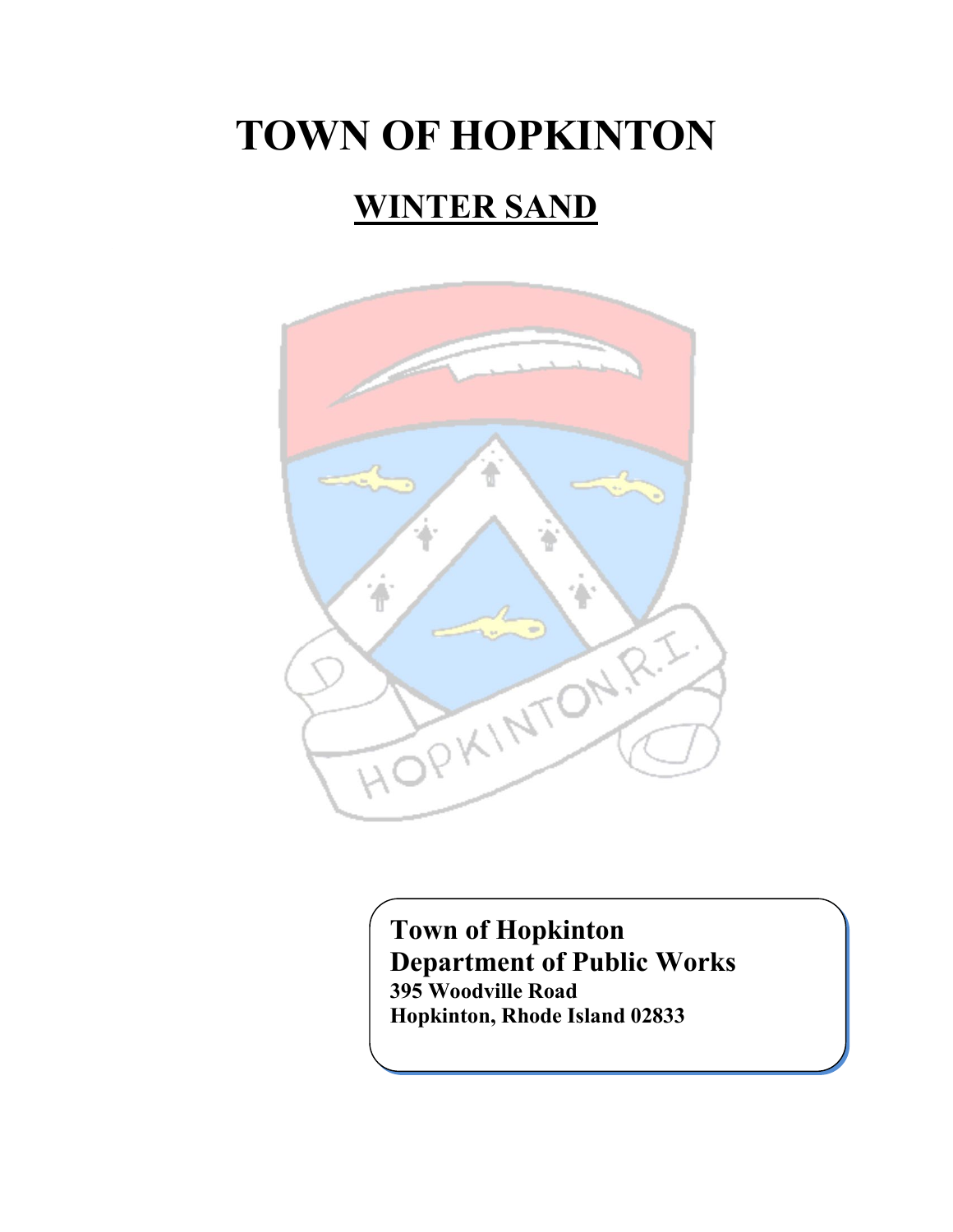# TOWN OF HOPKINTON

## WINTER SAND

**Town of Hopkinton**
**Department of Public Works**
**395 Woodville Road**
**Hopkinton, Rhode Island 02833**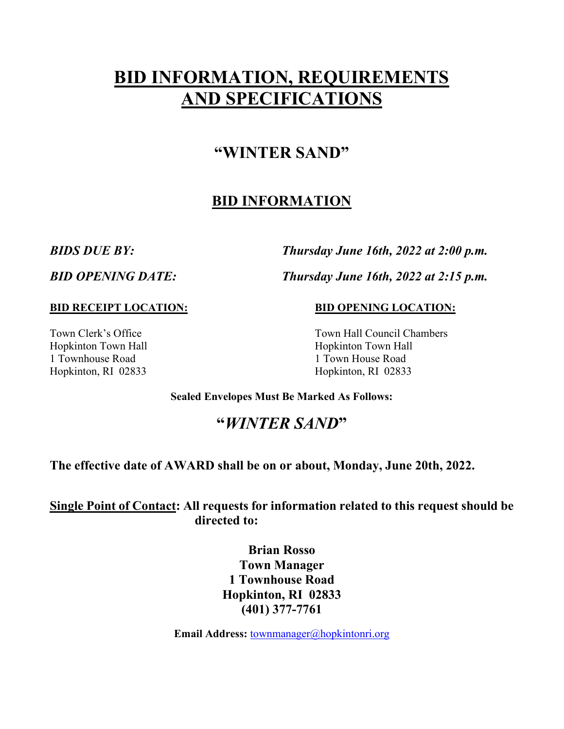# BID INFORMATION, REQUIREMENTS AND SPECIFICATIONS

## "WINTER SAND"

## BID INFORMATION

***BIDS DUE BY:*** ***Thursday June 16th, 2022 at 2:00 p.m.***

***BID OPENING DATE:*** ***Thursday June 16th, 2022 at 2:15 p.m.***

**BID RECEIPT LOCATION:**

Town Clerk's Office
Hopkinton Town Hall
1 Townhouse Road
Hopkinton, RI 02833

**BID OPENING LOCATION:**

Town Hall Council Chambers
Hopkinton Town Hall
1 Town House Road
Hopkinton, RI 02833

**Sealed Envelopes Must Be Marked As Follows:**

## "*WINTER SAND*"

**The effective date of AWARD shall be on or about, Monday, June 20th, 2022.**

**Single Point of Contact: All requests for information related to this request should be directed to:**

**Brian Rosso**
**Town Manager**
**1 Townhouse Road**
**Hopkinton, RI 02833**
**(401) 377-7761**

**Email Address:** townmanager@hopkintonri.org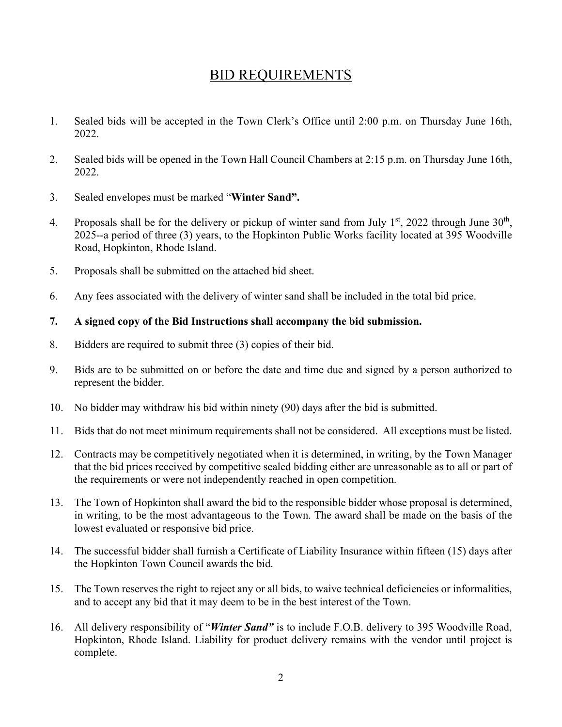# BID REQUIREMENTS

1. Sealed bids will be accepted in the Town Clerk's Office until 2:00 p.m. on Thursday June 16th, 2022.

2. Sealed bids will be opened in the Town Hall Council Chambers at 2:15 p.m. on Thursday June 16th, 2022.

3. Sealed envelopes must be marked "**Winter Sand".**

4. Proposals shall be for the delivery or pickup of winter sand from July 1st, 2022 through June 30th, 2025--a period of three (3) years, to the Hopkinton Public Works facility located at 395 Woodville Road, Hopkinton, Rhode Island.

5. Proposals shall be submitted on the attached bid sheet.

6. Any fees associated with the delivery of winter sand shall be included in the total bid price.

7. **A signed copy of the Bid Instructions shall accompany the bid submission.**

8. Bidders are required to submit three (3) copies of their bid.

9. Bids are to be submitted on or before the date and time due and signed by a person authorized to represent the bidder.

10. No bidder may withdraw his bid within ninety (90) days after the bid is submitted.

11. Bids that do not meet minimum requirements shall not be considered. All exceptions must be listed.

12. Contracts may be competitively negotiated when it is determined, in writing, by the Town Manager that the bid prices received by competitive sealed bidding either are unreasonable as to all or part of the requirements or were not independently reached in open competition.

13. The Town of Hopkinton shall award the bid to the responsible bidder whose proposal is determined, in writing, to be the most advantageous to the Town. The award shall be made on the basis of the lowest evaluated or responsive bid price.

14. The successful bidder shall furnish a Certificate of Liability Insurance within fifteen (15) days after the Hopkinton Town Council awards the bid.

15. The Town reserves the right to reject any or all bids, to waive technical deficiencies or informalities, and to accept any bid that it may deem to be in the best interest of the Town.

16. All delivery responsibility of "***Winter Sand"*** is to include F.O.B. delivery to 395 Woodville Road, Hopkinton, Rhode Island. Liability for product delivery remains with the vendor until project is complete.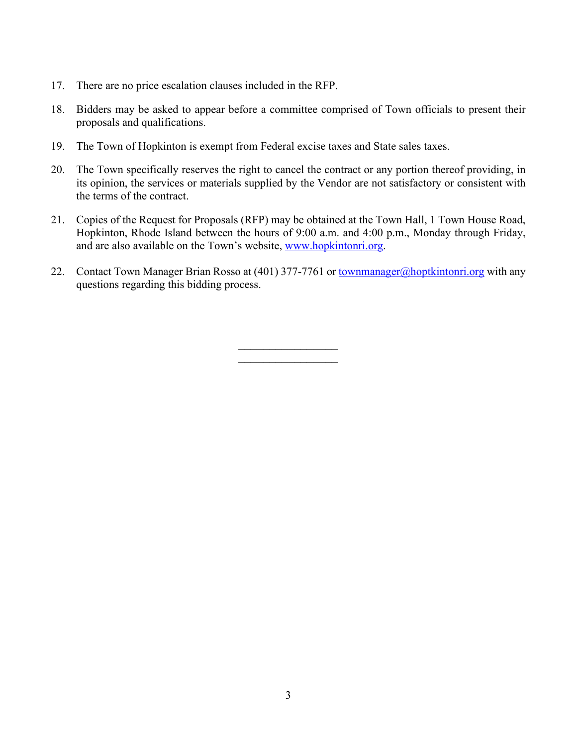17. There are no price escalation clauses included in the RFP.

18. Bidders may be asked to appear before a committee comprised of Town officials to present their proposals and qualifications.

19. The Town of Hopkinton is exempt from Federal excise taxes and State sales taxes.

20. The Town specifically reserves the right to cancel the contract or any portion thereof providing, in its opinion, the services or materials supplied by the Vendor are not satisfactory or consistent with the terms of the contract.

21. Copies of the Request for Proposals (RFP) may be obtained at the Town Hall, 1 Town House Road, Hopkinton, Rhode Island between the hours of 9:00 a.m. and 4:00 p.m., Monday through Friday, and are also available on the Town's website, [www.hopkintonri.org](http://www.hopkintonri.org).

22. Contact Town Manager Brian Rosso at (401) 377-7761 or [townmanager@hoptkintonri.org](mailto:townmanager@hoptkintonri.org) with any questions regarding this bidding process.

\_\_\_\_\_\_\_\_\_\_\_\_\_\_\_\_\_\_

\_\_\_\_\_\_\_\_\_\_\_\_\_\_\_\_\_\_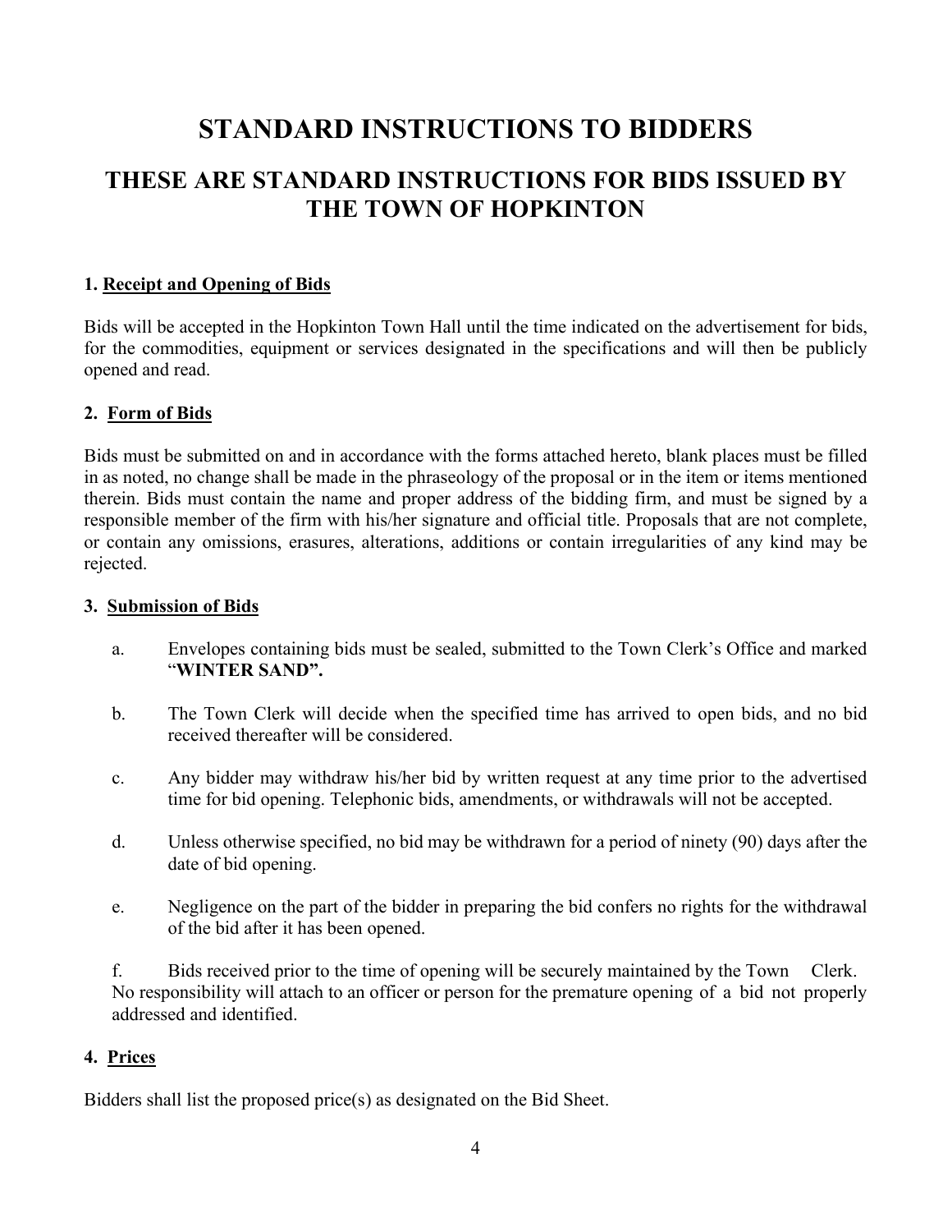# STANDARD INSTRUCTIONS TO BIDDERS

## THESE ARE STANDARD INSTRUCTIONS FOR BIDS ISSUED BY THE TOWN OF HOPKINTON

### 1. <u>Receipt and Opening of Bids</u>

Bids will be accepted in the Hopkinton Town Hall until the time indicated on the advertisement for bids, for the commodities, equipment or services designated in the specifications and will then be publicly opened and read.

### 2. <u>Form of Bids</u>

Bids must be submitted on and in accordance with the forms attached hereto, blank places must be filled in as noted, no change shall be made in the phraseology of the proposal or in the item or items mentioned therein. Bids must contain the name and proper address of the bidding firm, and must be signed by a responsible member of the firm with his/her signature and official title. Proposals that are not complete, or contain any omissions, erasures, alterations, additions or contain irregularities of any kind may be rejected.

### 3. <u>Submission of Bids</u>

a. Envelopes containing bids must be sealed, submitted to the Town Clerk's Office and marked "**WINTER SAND".**

b. The Town Clerk will decide when the specified time has arrived to open bids, and no bid received thereafter will be considered.

c. Any bidder may withdraw his/her bid by written request at any time prior to the advertised time for bid opening. Telephonic bids, amendments, or withdrawals will not be accepted.

d. Unless otherwise specified, no bid may be withdrawn for a period of ninety (90) days after the date of bid opening.

e. Negligence on the part of the bidder in preparing the bid confers no rights for the withdrawal of the bid after it has been opened.

f. Bids received prior to the time of opening will be securely maintained by the Town Clerk. No responsibility will attach to an officer or person for the premature opening of a bid not properly addressed and identified.

### 4. <u>Prices</u>

Bidders shall list the proposed price(s) as designated on the Bid Sheet.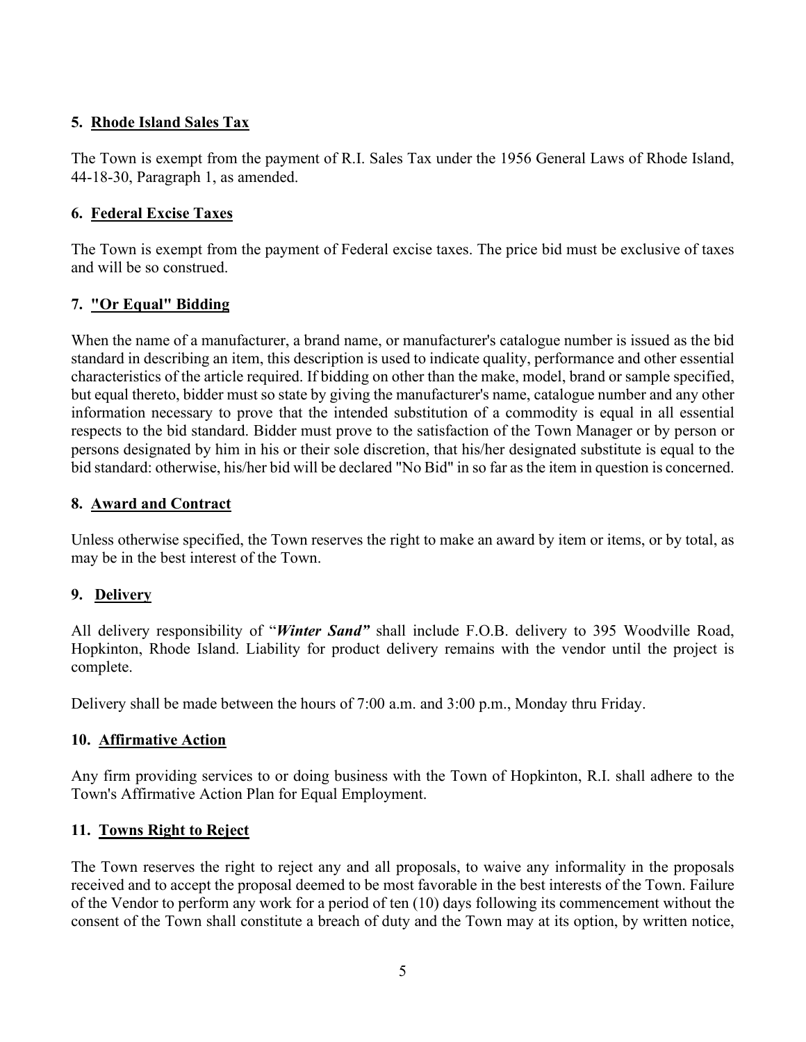### 5. Rhode Island Sales Tax

The Town is exempt from the payment of R.I. Sales Tax under the 1956 General Laws of Rhode Island, 44-18-30, Paragraph 1, as amended.

### 6. Federal Excise Taxes

The Town is exempt from the payment of Federal excise taxes. The price bid must be exclusive of taxes and will be so construed.

### 7. "Or Equal" Bidding

When the name of a manufacturer, a brand name, or manufacturer's catalogue number is issued as the bid standard in describing an item, this description is used to indicate quality, performance and other essential characteristics of the article required. If bidding on other than the make, model, brand or sample specified, but equal thereto, bidder must so state by giving the manufacturer's name, catalogue number and any other information necessary to prove that the intended substitution of a commodity is equal in all essential respects to the bid standard. Bidder must prove to the satisfaction of the Town Manager or by person or persons designated by him in his or their sole discretion, that his/her designated substitute is equal to the bid standard: otherwise, his/her bid will be declared "No Bid" in so far as the item in question is concerned.

### 8. Award and Contract

Unless otherwise specified, the Town reserves the right to make an award by item or items, or by total, as may be in the best interest of the Town.

### 9. Delivery

All delivery responsibility of "***Winter Sand***" shall include F.O.B. delivery to 395 Woodville Road, Hopkinton, Rhode Island. Liability for product delivery remains with the vendor until the project is complete.

Delivery shall be made between the hours of 7:00 a.m. and 3:00 p.m., Monday thru Friday.

### 10. Affirmative Action

Any firm providing services to or doing business with the Town of Hopkinton, R.I. shall adhere to the Town's Affirmative Action Plan for Equal Employment.

### 11. Towns Right to Reject

The Town reserves the right to reject any and all proposals, to waive any informality in the proposals received and to accept the proposal deemed to be most favorable in the best interests of the Town. Failure of the Vendor to perform any work for a period of ten (10) days following its commencement without the consent of the Town shall constitute a breach of duty and the Town may at its option, by written notice,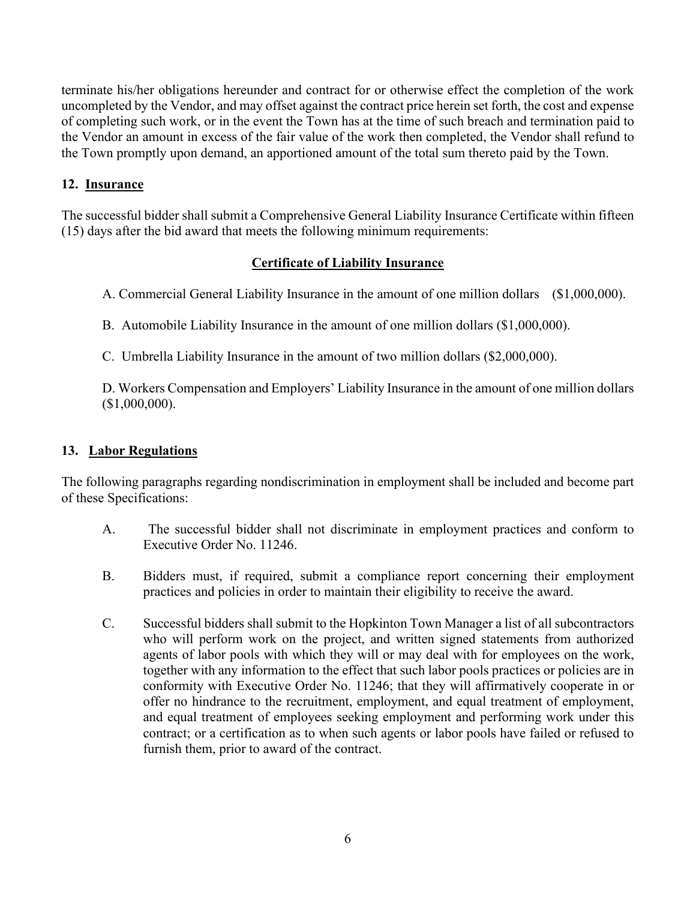terminate his/her obligations hereunder and contract for or otherwise effect the completion of the work uncompleted by the Vendor, and may offset against the contract price herein set forth, the cost and expense of completing such work, or in the event the Town has at the time of such breach and termination paid to the Vendor an amount in excess of the fair value of the work then completed, the Vendor shall refund to the Town promptly upon demand, an apportioned amount of the total sum thereto paid by the Town.

## 12. Insurance

The successful bidder shall submit a Comprehensive General Liability Insurance Certificate within fifteen (15) days after the bid award that meets the following minimum requirements:

**Certificate of Liability Insurance**

A. Commercial General Liability Insurance in the amount of one million dollars ($1,000,000).

B. Automobile Liability Insurance in the amount of one million dollars ($1,000,000).

C. Umbrella Liability Insurance in the amount of two million dollars ($2,000,000).

D. Workers Compensation and Employers' Liability Insurance in the amount of one million dollars ($1,000,000).

## 13. Labor Regulations

The following paragraphs regarding nondiscrimination in employment shall be included and become part of these Specifications:

A. The successful bidder shall not discriminate in employment practices and conform to Executive Order No. 11246.

B. Bidders must, if required, submit a compliance report concerning their employment practices and policies in order to maintain their eligibility to receive the award.

C. Successful bidders shall submit to the Hopkinton Town Manager a list of all subcontractors who will perform work on the project, and written signed statements from authorized agents of labor pools with which they will or may deal with for employees on the work, together with any information to the effect that such labor pools practices or policies are in conformity with Executive Order No. 11246; that they will affirmatively cooperate in or offer no hindrance to the recruitment, employment, and equal treatment of employment, and equal treatment of employees seeking employment and performing work under this contract; or a certification as to when such agents or labor pools have failed or refused to furnish them, prior to award of the contract.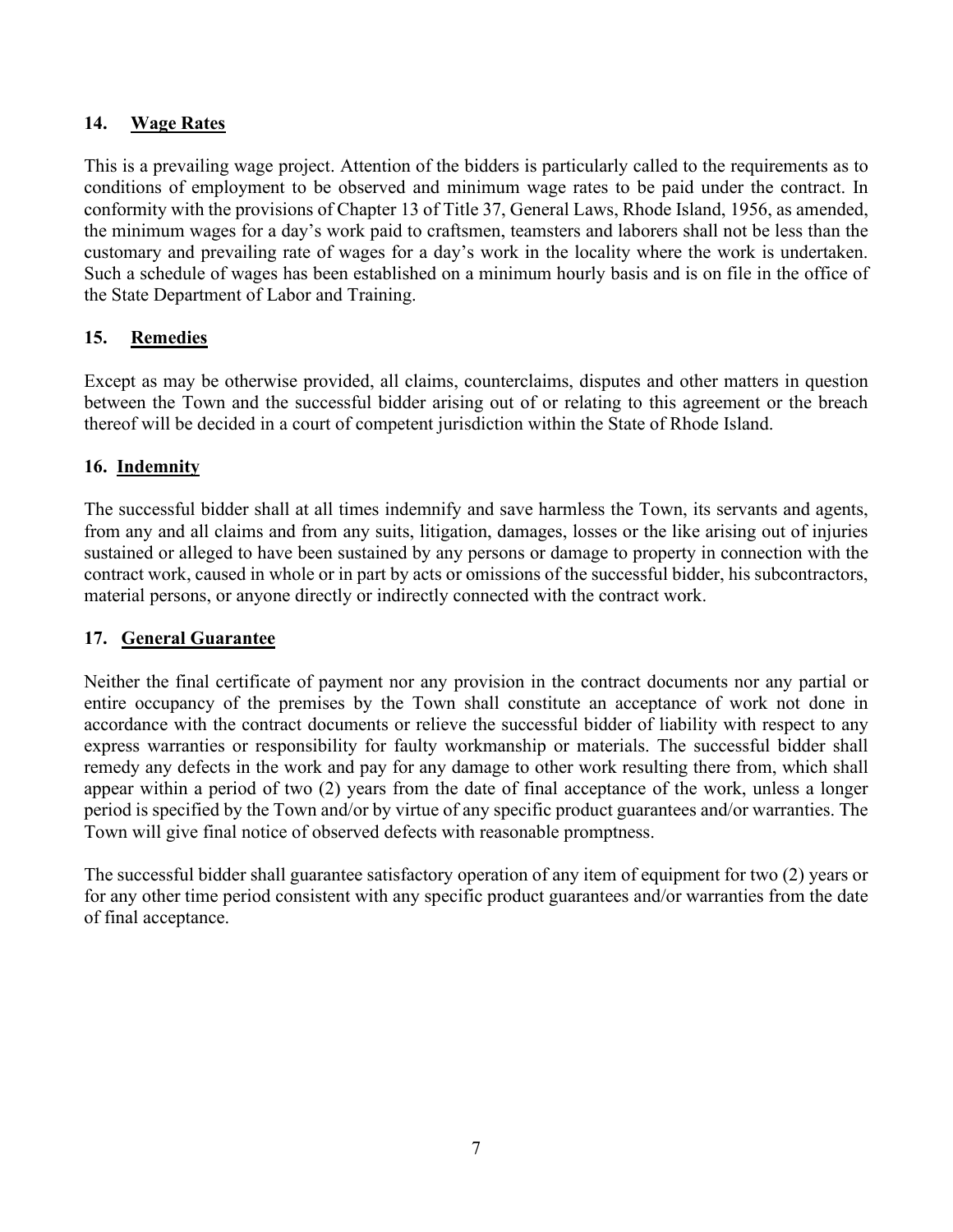## 14. Wage Rates

This is a prevailing wage project. Attention of the bidders is particularly called to the requirements as to conditions of employment to be observed and minimum wage rates to be paid under the contract. In conformity with the provisions of Chapter 13 of Title 37, General Laws, Rhode Island, 1956, as amended, the minimum wages for a day's work paid to craftsmen, teamsters and laborers shall not be less than the customary and prevailing rate of wages for a day's work in the locality where the work is undertaken. Such a schedule of wages has been established on a minimum hourly basis and is on file in the office of the State Department of Labor and Training.

## 15. Remedies

Except as may be otherwise provided, all claims, counterclaims, disputes and other matters in question between the Town and the successful bidder arising out of or relating to this agreement or the breach thereof will be decided in a court of competent jurisdiction within the State of Rhode Island.

## 16. Indemnity

The successful bidder shall at all times indemnify and save harmless the Town, its servants and agents, from any and all claims and from any suits, litigation, damages, losses or the like arising out of injuries sustained or alleged to have been sustained by any persons or damage to property in connection with the contract work, caused in whole or in part by acts or omissions of the successful bidder, his subcontractors, material persons, or anyone directly or indirectly connected with the contract work.

## 17. General Guarantee

Neither the final certificate of payment nor any provision in the contract documents nor any partial or entire occupancy of the premises by the Town shall constitute an acceptance of work not done in accordance with the contract documents or relieve the successful bidder of liability with respect to any express warranties or responsibility for faulty workmanship or materials. The successful bidder shall remedy any defects in the work and pay for any damage to other work resulting there from, which shall appear within a period of two (2) years from the date of final acceptance of the work, unless a longer period is specified by the Town and/or by virtue of any specific product guarantees and/or warranties. The Town will give final notice of observed defects with reasonable promptness.

The successful bidder shall guarantee satisfactory operation of any item of equipment for two (2) years or for any other time period consistent with any specific product guarantees and/or warranties from the date of final acceptance.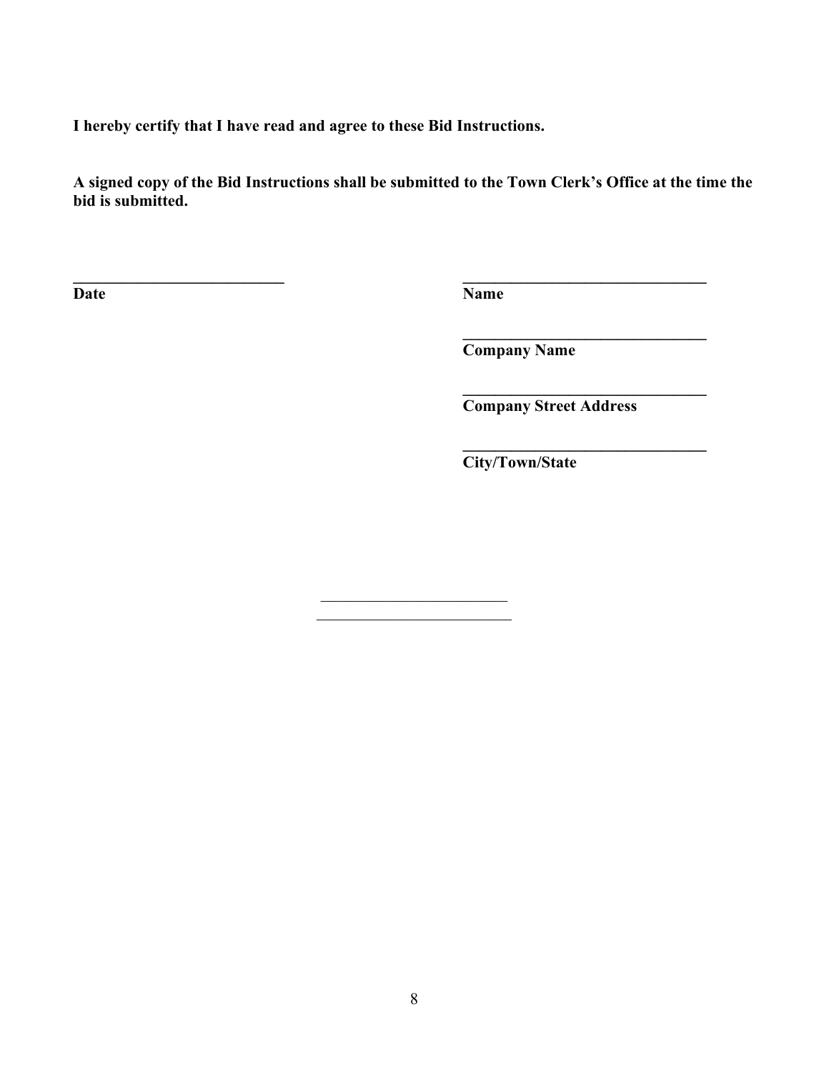**I hereby certify that I have read and agree to these Bid Instructions.**

**A signed copy of the Bid Instructions shall be submitted to the Town Clerk's Office at the time the bid is submitted.**

| | |
|---|---|
| ___________________________ | _______________________________ |
| **Date** | **Name** |
| | _______________________________ |
| | **Company Name** |
| | _______________________________ |
| | **Company Street Address** |
| | _______________________________ |
| | **City/Town/State** |

________________________

_________________________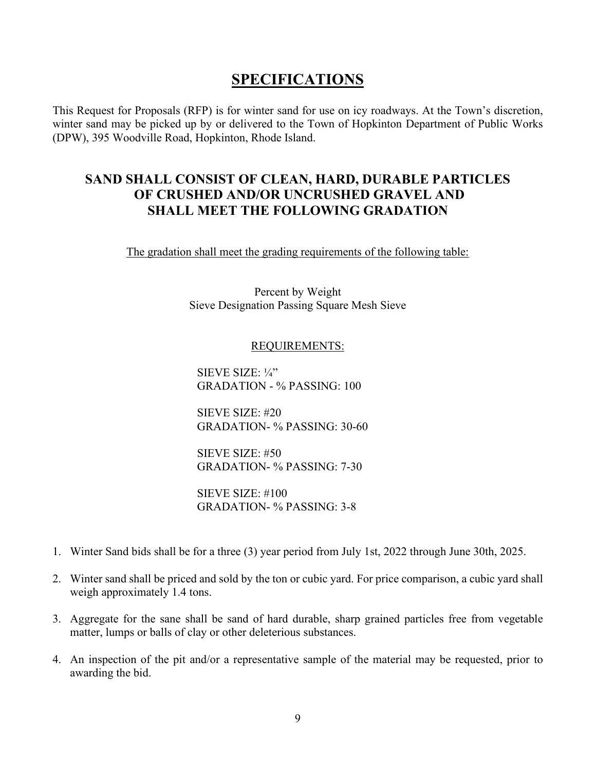# SPECIFICATIONS

This Request for Proposals (RFP) is for winter sand for use on icy roadways. At the Town's discretion, winter sand may be picked up by or delivered to the Town of Hopkinton Department of Public Works (DPW), 395 Woodville Road, Hopkinton, Rhode Island.

## SAND SHALL CONSIST OF CLEAN, HARD, DURABLE PARTICLES OF CRUSHED AND/OR UNCRUSHED GRAVEL AND SHALL MEET THE FOLLOWING GRADATION

The gradation shall meet the grading requirements of the following table:

Percent by Weight
Sieve Designation Passing Square Mesh Sieve

REQUIREMENTS:

SIEVE SIZE: ¼"
GRADATION - % PASSING: 100

SIEVE SIZE: #20
GRADATION- % PASSING: 30-60

SIEVE SIZE: #50
GRADATION- % PASSING: 7-30

SIEVE SIZE: #100
GRADATION- % PASSING: 3-8

1. Winter Sand bids shall be for a three (3) year period from July 1st, 2022 through June 30th, 2025.
2. Winter sand shall be priced and sold by the ton or cubic yard. For price comparison, a cubic yard shall weigh approximately 1.4 tons.
3. Aggregate for the sane shall be sand of hard durable, sharp grained particles free from vegetable matter, lumps or balls of clay or other deleterious substances.
4. An inspection of the pit and/or a representative sample of the material may be requested, prior to awarding the bid.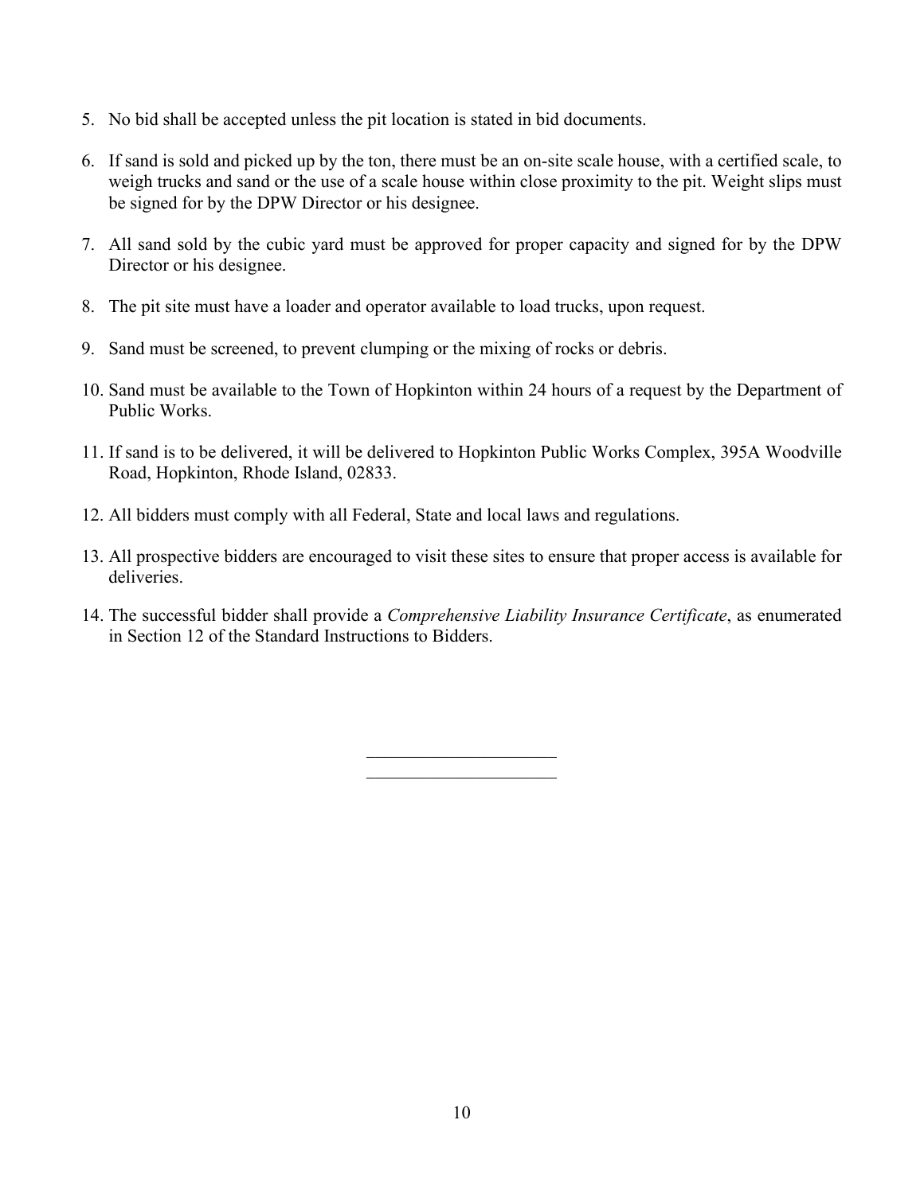5. No bid shall be accepted unless the pit location is stated in bid documents.

6. If sand is sold and picked up by the ton, there must be an on-site scale house, with a certified scale, to weigh trucks and sand or the use of a scale house within close proximity to the pit. Weight slips must be signed for by the DPW Director or his designee.

7. All sand sold by the cubic yard must be approved for proper capacity and signed for by the DPW Director or his designee.

8. The pit site must have a loader and operator available to load trucks, upon request.

9. Sand must be screened, to prevent clumping or the mixing of rocks or debris.

10. Sand must be available to the Town of Hopkinton within 24 hours of a request by the Department of Public Works.

11. If sand is to be delivered, it will be delivered to Hopkinton Public Works Complex, 395A Woodville Road, Hopkinton, Rhode Island, 02833.

12. All bidders must comply with all Federal, State and local laws and regulations.

13. All prospective bidders are encouraged to visit these sites to ensure that proper access is available for deliveries.

14. The successful bidder shall provide a *Comprehensive Liability Insurance Certificate*, as enumerated in Section 12 of the Standard Instructions to Bidders.

\_\_\_\_\_\_\_\_\_\_\_\_\_\_\_\_\_\_\_\_\_\_

\_\_\_\_\_\_\_\_\_\_\_\_\_\_\_\_\_\_\_\_\_\_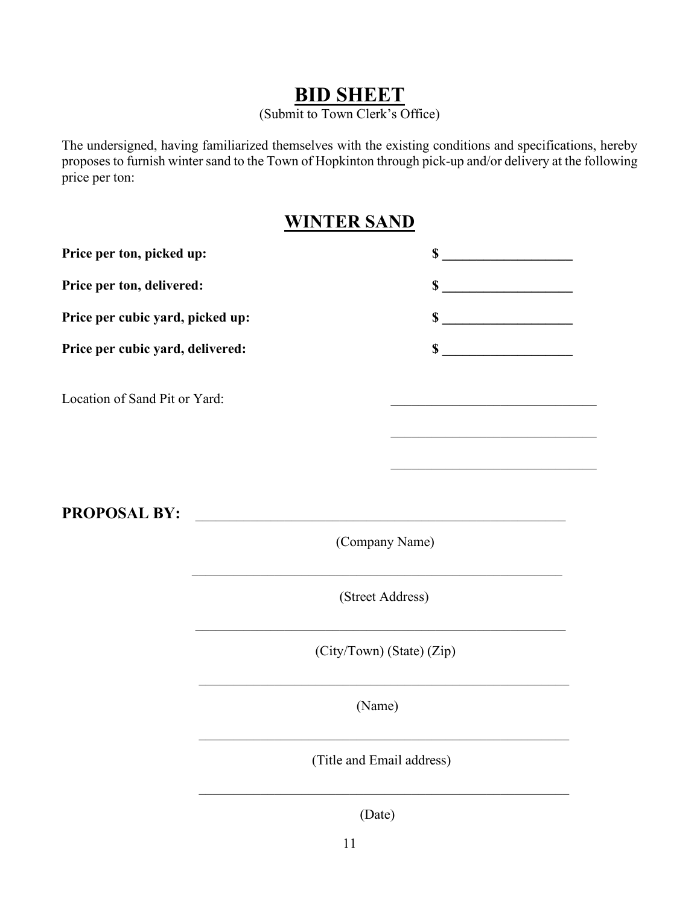# BID SHEET

(Submit to Town Clerk's Office)

The undersigned, having familiarized themselves with the existing conditions and specifications, hereby proposes to furnish winter sand to the Town of Hopkinton through pick-up and/or delivery at the following price per ton:

## WINTER SAND

**Price per ton, picked up:** **$ ___________________**

**Price per ton, delivered:** **$ ___________________**

**Price per cubic yard, picked up:** **$ ___________________**

**Price per cubic yard, delivered:** **$ ___________________**

Location of Sand Pit or Yard: ______________________________

______________________________

______________________________

**PROPOSAL BY:** ______________________________________________________

(Company Name)

______________________________________________________

(Street Address)

______________________________________________________

(City/Town) (State) (Zip)

______________________________________________________

(Name)

______________________________________________________

(Title and Email address)

______________________________________________________

(Date)